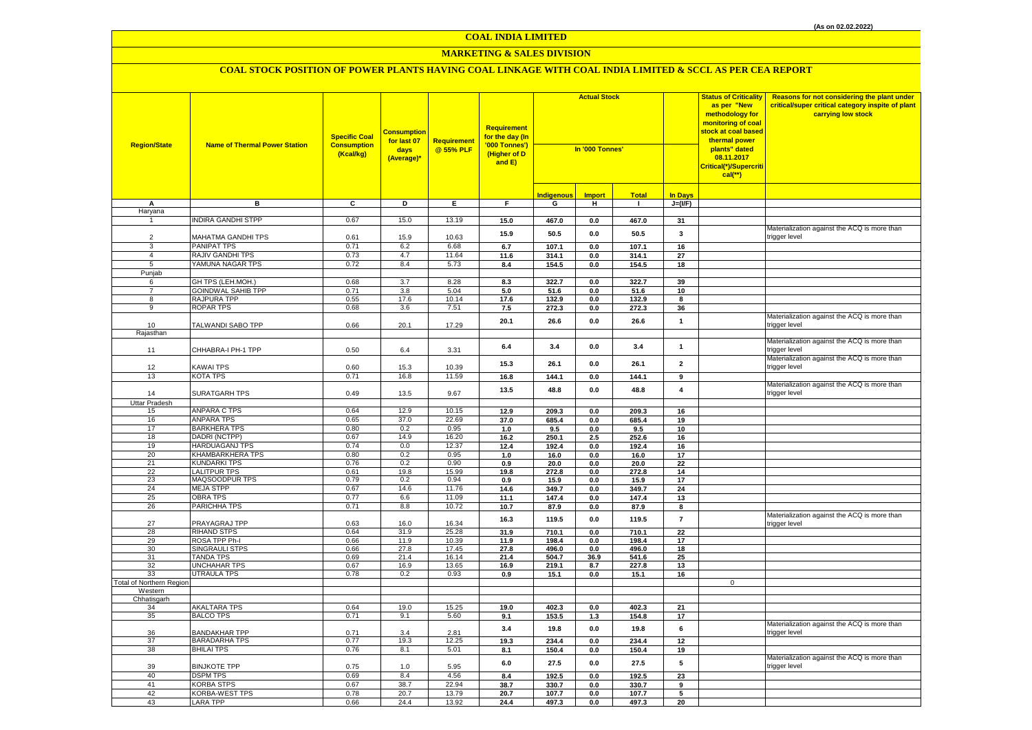(As on 02.02.2022)

# COAL INDIA LIMITED

## MARKETING & SALES DIVISION

### COAL STOCK POSITION OF POWER PLANTS HAVING COAL LINKAGE WITH COAL INDIA LIMITED & SCCL AS PER CEA REPORT

| Region/State | Name of Thermal Power Station | Specific Coal Consumption (Kcal/kg) | Consumption for last 07 days (Average)* | Requirement @ 55% PLF | Requirement for the day (In '000 Tonnes') (Higher of D and E) | Actual Stock In '000 Tonnes' | | | | Status of Criticality as per "New methodology for monitoring of coal stock at coal based thermal power plants" dated 08.11.2017 Critical(*)/Supercritical(**) | Reasons for not considering the plant under critical/super critical category inspite of plant carrying low stock |
|---|---|---|---|---|---|---|---|---|---|---|---|
| | | | | | | Indigenous | Import | Total | In Days | | |
| A | B | C | D | E | F | G | H | I | J=(I/F) | | |
| Haryana | | | | | | | | | | | |
| 1 | INDIRA GANDHI STPP | 0.67 | 15.0 | 13.19 | 15.0 | 467.0 | 0.0 | 467.0 | 31 | | |
| 2 | MAHATMA GANDHI TPS | 0.61 | 15.9 | 10.63 | 15.9 | 50.5 | 0.0 | 50.5 | 3 | | Materialization against the ACQ is more than trigger level |
| 3 | PANIPAT TPS | 0.71 | 6.2 | 6.68 | 6.7 | 107.1 | 0.0 | 107.1 | 16 | | |
| 4 | RAJIV GANDHI TPS | 0.73 | 4.7 | 11.64 | 11.6 | 314.1 | 0.0 | 314.1 | 27 | | |
| 5 | YAMUNA NAGAR TPS | 0.72 | 8.4 | 5.73 | 8.4 | 154.5 | 0.0 | 154.5 | 18 | | |
| Punjab | | | | | | | | | | | |
| 6 | GH TPS (LEH.MOH.) | 0.68 | 3.7 | 8.28 | 8.3 | 322.7 | 0.0 | 322.7 | 39 | | |
| 7 | GOINDWAL SAHIB TPP | 0.71 | 3.8 | 5.04 | 5.0 | 51.6 | 0.0 | 51.6 | 10 | | |
| 8 | RAJPURA TPP | 0.55 | 17.6 | 10.14 | 17.6 | 132.9 | 0.0 | 132.9 | 8 | | |
| 9 | ROPAR TPS | 0.68 | 3.6 | 7.51 | 7.5 | 272.3 | 0.0 | 272.3 | 36 | | |
| 10 | TALWANDI SABO TPP | 0.66 | 20.1 | 17.29 | 20.1 | 26.6 | 0.0 | 26.6 | 1 | | Materialization against the ACQ is more than trigger level |
| Rajasthan | | | | | | | | | | | |
| 11 | CHHABRA-I PH-1 TPP | 0.50 | 6.4 | 3.31 | 6.4 | 3.4 | 0.0 | 3.4 | 1 | | Materialization against the ACQ is more than trigger level |
| 12 | KAWAI TPS | 0.60 | 15.3 | 10.39 | 15.3 | 26.1 | 0.0 | 26.1 | 2 | | Materialization against the ACQ is more than trigger level |
| 13 | KOTA TPS | 0.71 | 16.8 | 11.59 | 16.8 | 144.1 | 0.0 | 144.1 | 9 | | |
| 14 | SURATGARH TPS | 0.49 | 13.5 | 9.67 | 13.5 | 48.8 | 0.0 | 48.8 | 4 | | Materialization against the ACQ is more than trigger level |
| Uttar Pradesh | | | | | | | | | | | |
| 15 | ANPARA C TPS | 0.64 | 12.9 | 10.15 | 12.9 | 209.3 | 0.0 | 209.3 | 16 | | |
| 16 | ANPARA TPS | 0.65 | 37.0 | 22.69 | 37.0 | 685.4 | 0.0 | 685.4 | 19 | | |
| 17 | BARKHERA TPS | 0.80 | 0.2 | 0.95 | 1.0 | 9.5 | 0.0 | 9.5 | 10 | | |
| 18 | DADRI (NCTPP) | 0.67 | 14.9 | 16.20 | 16.2 | 250.1 | 2.5 | 252.6 | 16 | | |
| 19 | HARDUAGANJ TPS | 0.74 | 0.0 | 12.37 | 12.4 | 192.4 | 0.0 | 192.4 | 16 | | |
| 20 | KHAMBARKHERA TPS | 0.80 | 0.2 | 0.95 | 1.0 | 16.0 | 0.0 | 16.0 | 17 | | |
| 21 | KUNDARKI TPS | 0.76 | 0.2 | 0.90 | 0.9 | 20.0 | 0.0 | 20.0 | 22 | | |
| 22 | LALITPUR TPS | 0.61 | 19.8 | 15.99 | 19.8 | 272.8 | 0.0 | 272.8 | 14 | | |
| 23 | MAQSOODPUR TPS | 0.79 | 0.2 | 0.94 | 0.9 | 15.9 | 0.0 | 15.9 | 17 | | |
| 24 | MEJA STPP | 0.67 | 14.6 | 11.76 | 14.6 | 349.7 | 0.0 | 349.7 | 24 | | |
| 25 | OBRA TPS | 0.77 | 6.6 | 11.09 | 11.1 | 147.4 | 0.0 | 147.4 | 13 | | |
| 26 | PARICHHA TPS | 0.71 | 8.8 | 10.72 | 10.7 | 87.9 | 0.0 | 87.9 | 8 | | |
| 27 | PRAYAGRAJ TPP | 0.63 | 16.0 | 16.34 | 16.3 | 119.5 | 0.0 | 119.5 | 7 | | Materialization against the ACQ is more than trigger level |
| 28 | RIHAND STPS | 0.64 | 31.9 | 25.28 | 31.9 | 710.1 | 0.0 | 710.1 | 22 | | |
| 29 | ROSA TPP Ph-I | 0.66 | 11.9 | 10.39 | 11.9 | 198.4 | 0.0 | 198.4 | 17 | | |
| 30 | SINGRAULI STPS | 0.66 | 27.8 | 17.45 | 27.8 | 496.0 | 0.0 | 496.0 | 18 | | |
| 31 | TANDA TPS | 0.69 | 21.4 | 16.14 | 21.4 | 504.7 | 36.9 | 541.6 | 25 | | |
| 32 | UNCHAHAR TPS | 0.67 | 16.9 | 13.65 | 16.9 | 219.1 | 8.7 | 227.8 | 13 | | |
| 33 | UTRAULA TPS | 0.78 | 0.2 | 0.93 | 0.9 | 15.1 | 0.0 | 15.1 | 16 | | |
| Total of Northern Region | | | | | | | | | | 0 | |
| Western | | | | | | | | | | | |
| Chhatisgarh | | | | | | | | | | | |
| 34 | AKALTARA TPS | 0.64 | 19.0 | 15.25 | 19.0 | 402.3 | 0.0 | 402.3 | 21 | | |
| 35 | BALCO TPS | 0.71 | 9.1 | 5.60 | 9.1 | 153.5 | 1.3 | 154.8 | 17 | | |
| 36 | BANDAKHAR TPP | 0.71 | 3.4 | 2.81 | 3.4 | 19.8 | 0.0 | 19.8 | 6 | | Materialization against the ACQ is more than trigger level |
| 37 | BARADARHA TPS | 0.77 | 19.3 | 12.25 | 19.3 | 234.4 | 0.0 | 234.4 | 12 | | |
| 38 | BHILAI TPS | 0.76 | 8.1 | 5.01 | 8.1 | 150.4 | 0.0 | 150.4 | 19 | | |
| 39 | BINJKOTE TPP | 0.75 | 1.0 | 5.95 | 6.0 | 27.5 | 0.0 | 27.5 | 5 | | Materialization against the ACQ is more than trigger level |
| 40 | DSPM TPS | 0.69 | 8.4 | 4.56 | 8.4 | 192.5 | 0.0 | 192.5 | 23 | | |
| 41 | KORBA STPS | 0.67 | 38.7 | 22.94 | 38.7 | 330.7 | 0.0 | 330.7 | 9 | | |
| 42 | KORBA-WEST TPS | 0.78 | 20.7 | 13.79 | 20.7 | 107.7 | 0.0 | 107.7 | 5 | | |
| 43 | LARA TPP | 0.66 | 24.4 | 13.92 | 24.4 | 497.3 | 0.0 | 497.3 | 20 | | |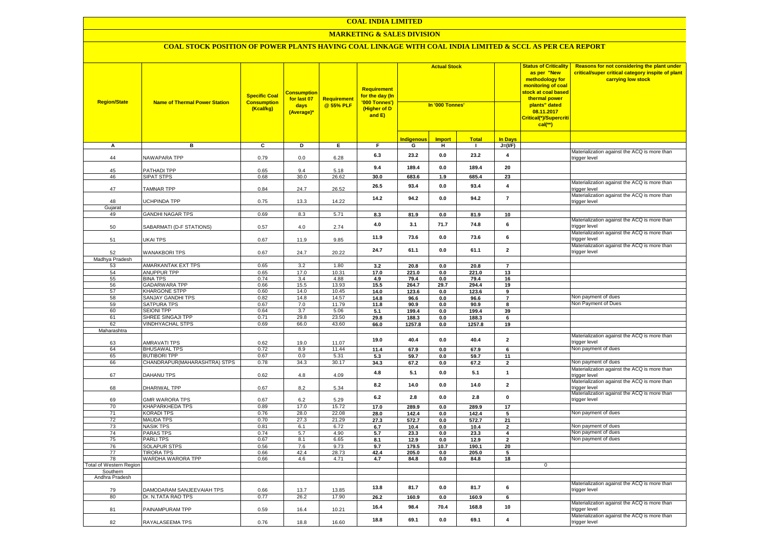# COAL INDIA LIMITED

## MARKETING & SALES DIVISION

### COAL STOCK POSITION OF POWER PLANTS HAVING COAL LINKAGE WITH COAL INDIA LIMITED & SCCL AS PER CEA REPORT

| Region/State | Name of Thermal Power Station | Specific Coal Consumption (Kcal/kg) | Consumption for last 07 days (Average)* | Requirement @ 55% PLF | Requirement for the day (In '000 Tonnes') (Higher of D and E) | Actual Stock In '000 Tonnes' | | | | Status of Criticality as per "New methodology for monitoring of coal stock at coal based thermal power plants" dated 08.11.2017 Critical(*)/Supercritical(**) | Reasons for not considering the plant under critical/super critical category inspite of plant carrying low stock |
|---|---|---|---|---|---|---|---|---|---|---|---|
| | | | | | | Indigenous | Import | Total | In Days | | |
| A | B | C | D | E | F | G | H | I | J=(I/F) | | |
| 44 | NAWAPARA TPP | 0.79 | 0.0 | 6.28 | 6.3 | 23.2 | 0.0 | 23.2 | 4 | | Materialization against the ACQ is more than trigger level |
| 45 | PATHADI TPP | 0.65 | 9.4 | 5.18 | 9.4 | 189.4 | 0.0 | 189.4 | 20 | | |
| 46 | SIPAT STPS | 0.68 | 30.0 | 26.62 | 30.0 | 683.6 | 1.9 | 685.4 | 23 | | |
| 47 | TAMNAR TPP | 0.84 | 24.7 | 26.52 | 26.5 | 93.4 | 0.0 | 93.4 | 4 | | Materialization against the ACQ is more than trigger level |
| 48 | UCHPINDA TPP | 0.75 | 13.3 | 14.22 | 14.2 | 94.2 | 0.0 | 94.2 | 7 | | Materialization against the ACQ is more than trigger level |
| Gujarat | | | | | | | | | | | |
| 49 | GANDHI NAGAR TPS | 0.69 | 8.3 | 5.71 | 8.3 | 81.9 | 0.0 | 81.9 | 10 | | |
| 50 | SABARMATI (D-F STATIONS) | 0.57 | 4.0 | 2.74 | 4.0 | 3.1 | 71.7 | 74.8 | 6 | | Materialization against the ACQ is more than trigger level |
| 51 | UKAI TPS | 0.67 | 11.9 | 9.85 | 11.9 | 73.6 | 0.0 | 73.6 | 6 | | Materialization against the ACQ is more than trigger level |
| 52 | WANAKBORI TPS | 0.67 | 24.7 | 20.22 | 24.7 | 61.1 | 0.0 | 61.1 | 2 | | Materialization against the ACQ is more than trigger level |
| Madhya Pradesh | | | | | | | | | | | |
| 53 | AMARKANTAK EXT TPS | 0.65 | 3.2 | 1.80 | 3.2 | 20.8 | 0.0 | 20.8 | 7 | | |
| 54 | ANUPPUR TPP | 0.65 | 17.0 | 10.31 | 17.0 | 221.0 | 0.0 | 221.0 | 13 | | |
| 55 | BINA TPS | 0.74 | 3.4 | 4.88 | 4.9 | 79.4 | 0.0 | 79.4 | 16 | | |
| 56 | GADARWARA TPP | 0.66 | 15.5 | 13.93 | 15.5 | 264.7 | 29.7 | 294.4 | 19 | | |
| 57 | KHARGONE STPP | 0.60 | 14.0 | 10.45 | 14.0 | 123.6 | 0.0 | 123.6 | 9 | | |
| 58 | SANJAY GANDHI TPS | 0.82 | 14.8 | 14.57 | 14.8 | 96.6 | 0.0 | 96.6 | 7 | | Non payment of dues |
| 59 | SATPURA TPS | 0.67 | 7.0 | 11.79 | 11.8 | 90.9 | 0.0 | 90.9 | 8 | | Non Payment of Dues |
| 60 | SEIONI TPP | 0.64 | 3.7 | 5.06 | 5.1 | 199.4 | 0.0 | 199.4 | 39 | | |
| 61 | SHREE SINGAJI TPP | 0.71 | 29.8 | 23.50 | 29.8 | 188.3 | 0.0 | 188.3 | 6 | | |
| 62 | VINDHYACHAL STPS | 0.69 | 66.0 | 43.60 | 66.0 | 1257.8 | 0.0 | 1257.8 | 19 | | |
| Maharashtra | | | | | | | | | | | |
| 63 | AMRAVATI TPS | 0.62 | 19.0 | 11.07 | 19.0 | 40.4 | 0.0 | 40.4 | 2 | | Materialization against the ACQ is more than trigger level |
| 64 | BHUSAWAL TPS | 0.72 | 8.9 | 11.44 | 11.4 | 67.9 | 0.0 | 67.9 | 6 | | Non payment of dues |
| 65 | BUTIBORI TPP | 0.67 | 0.0 | 5.31 | 5.3 | 59.7 | 0.0 | 59.7 | 11 | | |
| 66 | CHANDRAPUR(MAHARASHTRA) STPS | 0.78 | 34.3 | 30.17 | 34.3 | 67.2 | 0.0 | 67.2 | 2 | | Non payment of dues |
| 67 | DAHANU TPS | 0.62 | 4.8 | 4.09 | 4.8 | 5.1 | 0.0 | 5.1 | 1 | | Materialization against the ACQ is more than trigger level |
| 68 | DHARIWAL TPP | 0.67 | 8.2 | 5.34 | 8.2 | 14.0 | 0.0 | 14.0 | 2 | | Materialization against the ACQ is more than trigger level |
| 69 | GMR WARORA TPS | 0.67 | 6.2 | 5.29 | 6.2 | 2.8 | 0.0 | 2.8 | 0 | | Materialization against the ACQ is more than trigger level |
| 70 | KHAPARKHEDA TPS | 0.89 | 17.0 | 15.72 | 17.0 | 289.9 | 0.0 | 289.9 | 17 | | |
| 71 | KORADI TPS | 0.76 | 28.0 | 22.08 | 28.0 | 142.4 | 0.0 | 142.4 | 5 | | Non payment of dues |
| 72 | MAUDA TPS | 0.70 | 27.3 | 21.29 | 27.3 | 572.7 | 0.0 | 572.7 | 21 | | |
| 73 | NASIK TPS | 0.81 | 6.1 | 6.72 | 6.7 | 10.4 | 0.0 | 10.4 | 2 | | Non payment of dues |
| 74 | PARAS TPS | 0.74 | 5.7 | 4.90 | 5.7 | 23.3 | 0.0 | 23.3 | 4 | | Non payment of dues |
| 75 | PARLI TPS | 0.67 | 8.1 | 6.65 | 8.1 | 12.9 | 0.0 | 12.9 | 2 | | Non payment of dues |
| 76 | SOLAPUR STPS | 0.56 | 7.6 | 9.73 | 9.7 | 179.5 | 10.7 | 190.1 | 20 | | |
| 77 | TIRORA TPS | 0.66 | 42.4 | 28.73 | 42.4 | 205.0 | 0.0 | 205.0 | 5 | | |
| 78 | WARDHA WARORA TPP | 0.66 | 4.6 | 4.71 | 4.7 | 84.8 | 0.0 | 84.8 | 18 | | |
| Total of Western Region | | | | | | | | | | 0 | |
| Southern | | | | | | | | | | | |
| Andhra Pradesh | | | | | | | | | | | |
| 79 | DAMODARAM SANJEEVAIAH TPS | 0.66 | 13.7 | 13.85 | 13.8 | 81.7 | 0.0 | 81.7 | 6 | | Materialization against the ACQ is more than trigger level |
| 80 | Dr. N.TATA RAO TPS | 0.77 | 26.2 | 17.90 | 26.2 | 160.9 | 0.0 | 160.9 | 6 | | |
| 81 | PAINAMPURAM TPP | 0.59 | 16.4 | 10.21 | 16.4 | 98.4 | 70.4 | 168.8 | 10 | | Materialization against the ACQ is more than trigger level |
| 82 | RAYALASEEMA TPS | 0.76 | 18.8 | 16.60 | 18.8 | 69.1 | 0.0 | 69.1 | 4 | | Materialization against the ACQ is more than trigger level |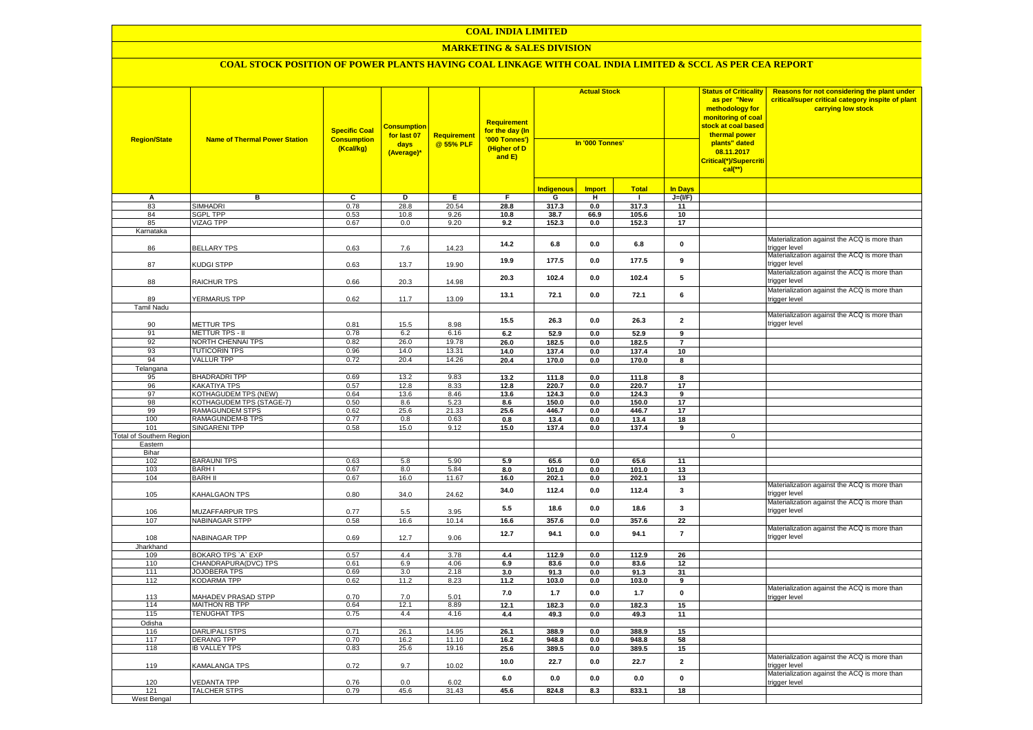# COAL INDIA LIMITED

## MARKETING & SALES DIVISION

### COAL STOCK POSITION OF POWER PLANTS HAVING COAL LINKAGE WITH COAL INDIA LIMITED & SCCL AS PER CEA REPORT

| Region/State | Name of Thermal Power Station | Specific Coal Consumption (Kcal/kg) | Consumption for last 07 days (Average)* | Requirement @ 55% PLF | Requirement for the day (In '000 Tonnes') (Higher of D and E) | Actual Stock In '000 Tonnes' | | | | Status of Criticality as per "New methodology for monitoring of coal stock at coal based thermal power plants" dated 08.11.2017 Critical(*)/Supercritical(**) | Reasons for not considering the plant under critical/super critical category inspite of plant carrying low stock |
|---|---|---|---|---|---|---|---|---|---|---|---|
| | | | | | | Indigenous | Import | Total | In Days | | |
| A | B | C | D | E | F | G | H | I | J=(I/F) | | |
| 83 | SIMHADRI | 0.78 | 28.8 | 20.54 | 28.8 | 317.3 | 0.0 | 317.3 | 11 | | |
| 84 | SGPL TPP | 0.53 | 10.8 | 9.26 | 10.8 | 38.7 | 66.9 | 105.6 | 10 | | |
| 85 | VIZAG TPP | 0.67 | 0.0 | 9.20 | 9.2 | 152.3 | 0.0 | 152.3 | 17 | | |
| Karnataka | | | | | | | | | | | |
| 86 | BELLARY TPS | 0.63 | 7.6 | 14.23 | 14.2 | 6.8 | 0.0 | 6.8 | 0 | | Materialization against the ACQ is more than trigger level |
| 87 | KUDGI STPP | 0.63 | 13.7 | 19.90 | 19.9 | 177.5 | 0.0 | 177.5 | 9 | | Materialization against the ACQ is more than trigger level |
| 88 | RAICHUR TPS | 0.66 | 20.3 | 14.98 | 20.3 | 102.4 | 0.0 | 102.4 | 5 | | Materialization against the ACQ is more than trigger level |
| 89 | YERMARUS TPP | 0.62 | 11.7 | 13.09 | 13.1 | 72.1 | 0.0 | 72.1 | 6 | | Materialization against the ACQ is more than trigger level |
| Tamil Nadu | | | | | | | | | | | |
| 90 | METTUR TPS | 0.81 | 15.5 | 8.98 | 15.5 | 26.3 | 0.0 | 26.3 | 2 | | Materialization against the ACQ is more than trigger level |
| 91 | METTUR TPS - II | 0.78 | 6.2 | 6.16 | 6.2 | 52.9 | 0.0 | 52.9 | 9 | | |
| 92 | NORTH CHENNAI TPS | 0.82 | 26.0 | 19.78 | 26.0 | 182.5 | 0.0 | 182.5 | 7 | | |
| 93 | TUTICORIN TPS | 0.96 | 14.0 | 13.31 | 14.0 | 137.4 | 0.0 | 137.4 | 10 | | |
| 94 | VALLUR TPP | 0.72 | 20.4 | 14.26 | 20.4 | 170.0 | 0.0 | 170.0 | 8 | | |
| Telangana | | | | | | | | | | | |
| 95 | BHADRADRI TPP | 0.69 | 13.2 | 9.83 | 13.2 | 111.8 | 0.0 | 111.8 | 8 | | |
| 96 | KAKATIYA TPS | 0.57 | 12.8 | 8.33 | 12.8 | 220.7 | 0.0 | 220.7 | 17 | | |
| 97 | KOTHAGUDEM TPS (NEW) | 0.64 | 13.6 | 8.46 | 13.6 | 124.3 | 0.0 | 124.3 | 9 | | |
| 98 | KOTHAGUDEM TPS (STAGE-7) | 0.50 | 8.6 | 5.23 | 8.6 | 150.0 | 0.0 | 150.0 | 17 | | |
| 99 | RAMAGUNDEM STPS | 0.62 | 25.6 | 21.33 | 25.6 | 446.7 | 0.0 | 446.7 | 17 | | |
| 100 | RAMAGUNDEM-B TPS | 0.77 | 0.8 | 0.63 | 0.8 | 13.4 | 0.0 | 13.4 | 18 | | |
| 101 | SINGARENI TPP | 0.58 | 15.0 | 9.12 | 15.0 | 137.4 | 0.0 | 137.4 | 9 | | |
| Total of Southern Region | | | | | | | | | | 0 | |
| Eastern | | | | | | | | | | | |
| Bihar | | | | | | | | | | | |
| 102 | BARAUNI TPS | 0.63 | 5.8 | 5.90 | 5.9 | 65.6 | 0.0 | 65.6 | 11 | | |
| 103 | BARH I | 0.67 | 8.0 | 5.84 | 8.0 | 101.0 | 0.0 | 101.0 | 13 | | |
| 104 | BARH II | 0.67 | 16.0 | 11.67 | 16.0 | 202.1 | 0.0 | 202.1 | 13 | | |
| 105 | KAHALGAON TPS | 0.80 | 34.0 | 24.62 | 34.0 | 112.4 | 0.0 | 112.4 | 3 | | Materialization against the ACQ is more than trigger level |
| 106 | MUZAFFARPUR TPS | 0.77 | 5.5 | 3.95 | 5.5 | 18.6 | 0.0 | 18.6 | 3 | | Materialization against the ACQ is more than trigger level |
| 107 | NABINAGAR STPP | 0.58 | 16.6 | 10.14 | 16.6 | 357.6 | 0.0 | 357.6 | 22 | | |
| 108 | NABINAGAR TPP | 0.69 | 12.7 | 9.06 | 12.7 | 94.1 | 0.0 | 94.1 | 7 | | Materialization against the ACQ is more than trigger level |
| Jharkhand | | | | | | | | | | | |
| 109 | BOKARO TPS `A` EXP | 0.57 | 4.4 | 3.78 | 4.4 | 112.9 | 0.0 | 112.9 | 26 | | |
| 110 | CHANDRAPURA(DVC) TPS | 0.61 | 6.9 | 4.06 | 6.9 | 83.6 | 0.0 | 83.6 | 12 | | |
| 111 | JOJOBERA TPS | 0.69 | 3.0 | 2.18 | 3.0 | 91.3 | 0.0 | 91.3 | 31 | | |
| 112 | KODARMA TPP | 0.62 | 11.2 | 8.23 | 11.2 | 103.0 | 0.0 | 103.0 | 9 | | |
| 113 | MAHADEV PRASAD STPP | 0.70 | 7.0 | 5.01 | 7.0 | 1.7 | 0.0 | 1.7 | 0 | | Materialization against the ACQ is more than trigger level |
| 114 | MAITHON RB TPP | 0.64 | 12.1 | 8.89 | 12.1 | 182.3 | 0.0 | 182.3 | 15 | | |
| 115 | TENUGHAT TPS | 0.75 | 4.4 | 4.16 | 4.4 | 49.3 | 0.0 | 49.3 | 11 | | |
| Odisha | | | | | | | | | | | |
| 116 | DARLIPALI STPS | 0.71 | 26.1 | 14.95 | 26.1 | 388.9 | 0.0 | 388.9 | 15 | | |
| 117 | DERANG TPP | 0.70 | 16.2 | 11.10 | 16.2 | 948.8 | 0.0 | 948.8 | 58 | | |
| 118 | IB VALLEY TPS | 0.83 | 25.6 | 19.16 | 25.6 | 389.5 | 0.0 | 389.5 | 15 | | |
| 119 | KAMALANGA TPS | 0.72 | 9.7 | 10.02 | 10.0 | 22.7 | 0.0 | 22.7 | 2 | | Materialization against the ACQ is more than trigger level |
| 120 | VEDANTA TPP | 0.76 | 0.0 | 6.02 | 6.0 | 0.0 | 0.0 | 0.0 | 0 | | Materialization against the ACQ is more than trigger level |
| 121 | TALCHER STPS | 0.79 | 45.6 | 31.43 | 45.6 | 824.8 | 8.3 | 833.1 | 18 | | |
| West Bengal | | | | | | | | | | | |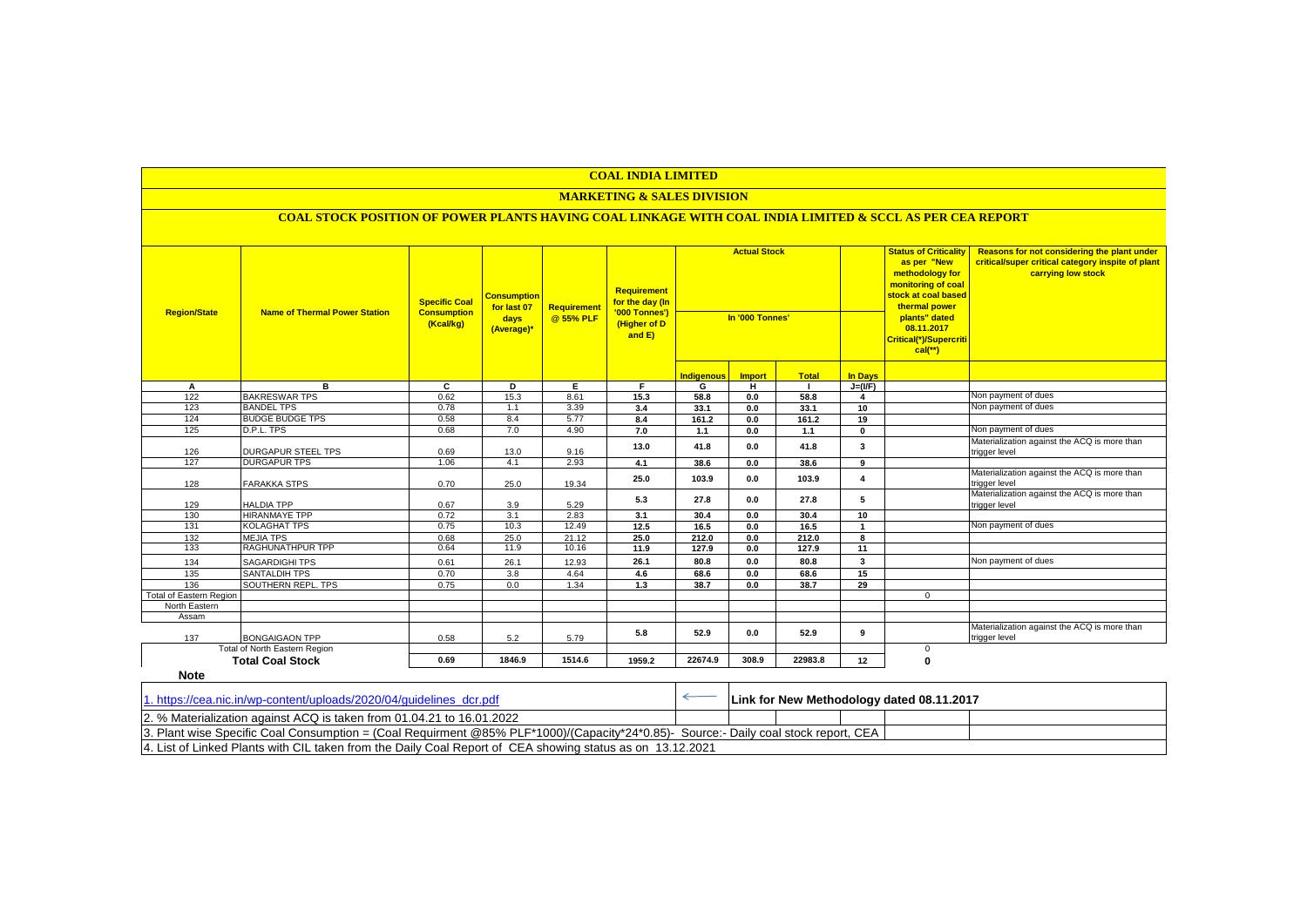# COAL INDIA LIMITED

## MARKETING & SALES DIVISION

### COAL STOCK POSITION OF POWER PLANTS HAVING COAL LINKAGE WITH COAL INDIA LIMITED & SCCL AS PER CEA REPORT

| Region/State | Name of Thermal Power Station | Specific Coal Consumption (Kcal/kg) | Consumption for last 07 days (Average)* | Requirement @ 55% PLF | Requirement for the day (In '000 Tonnes') (Higher of D and E) | Actual Stock In '000 Tonnes' | | | | Status of Criticality as per "New methodology for monitoring of coal stock at coal based thermal power plants" dated 08.11.2017 Critical(*)/Supercritical(**) | Reasons for not considering the plant under critical/super critical category inspite of plant carrying low stock |
|---|---|---|---|---|---|---|---|---|---|---|---|
| | | | | | | Indigenous | Import | Total | In Days | | |
| A | B | C | D | E | F | G | H | I | J=(I/F) | | |
| 122 | BAKRESWAR TPS | 0.62 | 15.3 | 8.61 | 15.3 | 58.8 | 0.0 | 58.8 | 4 | | Non payment of dues |
| 123 | BANDEL TPS | 0.78 | 1.1 | 3.39 | 3.4 | 33.1 | 0.0 | 33.1 | 10 | | Non payment of dues |
| 124 | BUDGE BUDGE TPS | 0.58 | 8.4 | 5.77 | 8.4 | 161.2 | 0.0 | 161.2 | 19 | | |
| 125 | D.P.L. TPS | 0.68 | 7.0 | 4.90 | 7.0 | 1.1 | 0.0 | 1.1 | 0 | | Non payment of dues |
| 126 | DURGAPUR STEEL TPS | 0.69 | 13.0 | 9.16 | 13.0 | 41.8 | 0.0 | 41.8 | 3 | | Materialization against the ACQ is more than trigger level |
| 127 | DURGAPUR TPS | 1.06 | 4.1 | 2.93 | 4.1 | 38.6 | 0.0 | 38.6 | 9 | | |
| 128 | FARAKKA STPS | 0.70 | 25.0 | 19.34 | 25.0 | 103.9 | 0.0 | 103.9 | 4 | | Materialization against the ACQ is more than trigger level |
| 129 | HALDIA TPP | 0.67 | 3.9 | 5.29 | 5.3 | 27.8 | 0.0 | 27.8 | 5 | | Materialization against the ACQ is more than trigger level |
| 130 | HIRANMAYE TPP | 0.72 | 3.1 | 2.83 | 3.1 | 30.4 | 0.0 | 30.4 | 10 | | |
| 131 | KOLAGHAT TPS | 0.75 | 10.3 | 12.49 | 12.5 | 16.5 | 0.0 | 16.5 | 1 | | Non payment of dues |
| 132 | MEJIA TPS | 0.68 | 25.0 | 21.12 | 25.0 | 212.0 | 0.0 | 212.0 | 8 | | |
| 133 | RAGHUNATHPUR TPP | 0.64 | 11.9 | 10.16 | 11.9 | 127.9 | 0.0 | 127.9 | 11 | | |
| 134 | SAGARDIGHI TPS | 0.61 | 26.1 | 12.93 | 26.1 | 80.8 | 0.0 | 80.8 | 3 | | Non payment of dues |
| 135 | SANTALDIH TPS | 0.70 | 3.8 | 4.64 | 4.6 | 68.6 | 0.0 | 68.6 | 15 | | |
| 136 | SOUTHERN REPL. TPS | 0.75 | 0.0 | 1.34 | 1.3 | 38.7 | 0.0 | 38.7 | 29 | | |
| Total of Eastern Region | | | | | | | | | | 0 | |
| North Eastern | | | | | | | | | | | |
| Assam | | | | | | | | | | | |
| 137 | BONGAIGAON TPP | 0.58 | 5.2 | 5.79 | 5.8 | 52.9 | 0.0 | 52.9 | 9 | | Materialization against the ACQ is more than trigger level |
| Total of North Eastern Region | | | | | | | | | | 0 | |
| **Total Coal Stock** | | **0.69** | **1846.9** | **1514.6** | **1959.2** | **22674.9** | **308.9** | **22983.8** | **12** | **0** | |

**Note**

1. https://cea.nic.in/wp-content/uploads/2020/04/guidelines_dcr.pdf ⟵ **Link for New Methodology dated 08.11.2017**

2. % Materialization against ACQ is taken from 01.04.21 to 16.01.2022

3. Plant wise Specific Coal Consumption = (Coal Requirment @85% PLF*1000)/(Capacity*24*0.85)- Source:- Daily coal stock report, CEA

4. List of Linked Plants with CIL taken from the Daily Coal Report of CEA showing status as on 13.12.2021